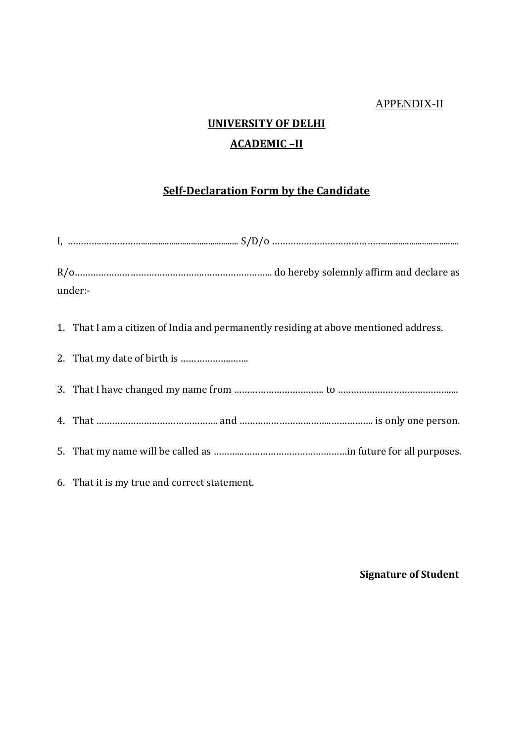<u>APPENDIX-II</u>

**<u>UNIVERSITY OF DELHI</u>**

**<u>ACADEMIC –II</u>**

## <u>Self-Declaration Form by the Candidate</u>

I, …………………………………………………………… S/D/o ……………………………………………………………….

R/o………………………………………………………………….. do hereby solemnly affirm and declare as under:-

1. That I am a citizen of India and permanently residing at above mentioned address.
2. That my date of birth is ……………………..
3. That I have changed my name from …………………………….. to ………………………………………..
4. That ……………………………………….. and ……………………………………………. is only one person.
5. That my name will be called as ……………………………………………in future for all purposes.
6. That it is my true and correct statement.

**Signature of Student**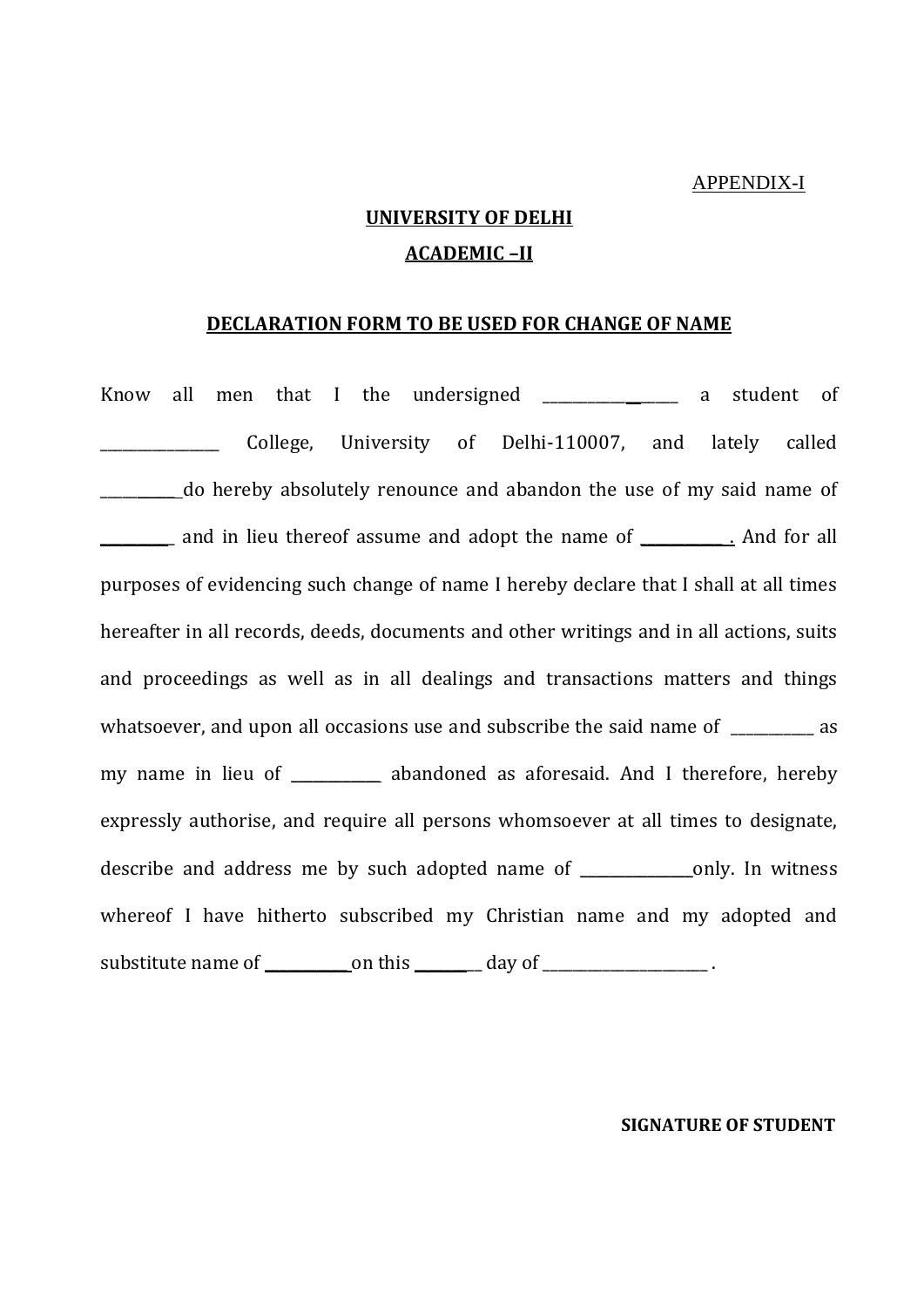APPENDIX-I

**UNIVERSITY OF DELHI**

**ACADEMIC –II**

**DECLARATION FORM TO BE USED FOR CHANGE OF NAME**

Know all men that I the undersigned _________________ a student of _______________ College, University of Delhi-110007, and lately called __________do hereby absolutely renounce and abandon the use of my said name of __________ and in lieu thereof assume and adopt the name of ___________. And for all purposes of evidencing such change of name I hereby declare that I shall at all times hereafter in all records, deeds, documents and other writings and in all actions, suits and proceedings as well as in all dealings and transactions matters and things whatsoever, and upon all occasions use and subscribe the said name of ___________ as my name in lieu of ____________ abandoned as aforesaid. And I therefore, hereby expressly authorise, and require all persons whomsoever at all times to designate, describe and address me by such adopted name of _______________only. In witness whereof I have hitherto subscribed my Christian name and my adopted and substitute name of ___________on this __________ day of ______________________ .

**SIGNATURE OF STUDENT**